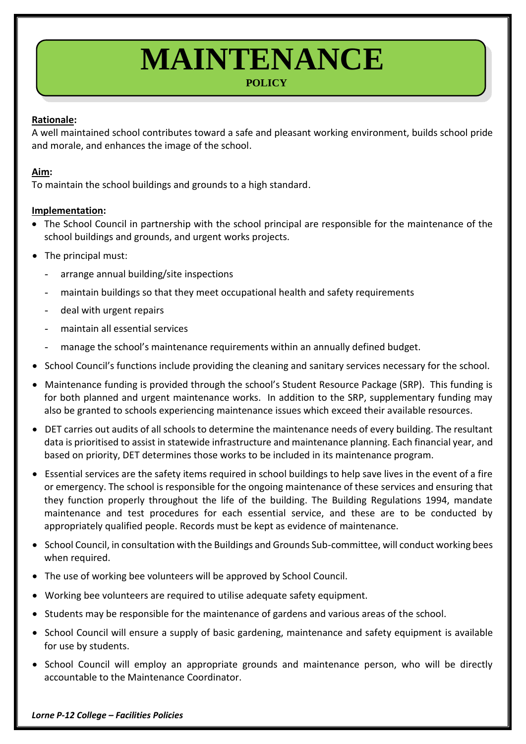# MAINTENANCE

## POLICY

**Rationale:**

A well maintained school contributes toward a safe and pleasant working environment, builds school pride and morale, and enhances the image of the school.

**Aim:**

To maintain the school buildings and grounds to a high standard.

**Implementation:**

- The School Council in partnership with the school principal are responsible for the maintenance of the school buildings and grounds, and urgent works projects.
- The principal must:
  - arrange annual building/site inspections
  - maintain buildings so that they meet occupational health and safety requirements
  - deal with urgent repairs
  - maintain all essential services
  - manage the school's maintenance requirements within an annually defined budget.
- School Council's functions include providing the cleaning and sanitary services necessary for the school.
- Maintenance funding is provided through the school's Student Resource Package (SRP). This funding is for both planned and urgent maintenance works. In addition to the SRP, supplementary funding may also be granted to schools experiencing maintenance issues which exceed their available resources.
- DET carries out audits of all schools to determine the maintenance needs of every building. The resultant data is prioritised to assist in statewide infrastructure and maintenance planning. Each financial year, and based on priority, DET determines those works to be included in its maintenance program.
- Essential services are the safety items required in school buildings to help save lives in the event of a fire or emergency. The school is responsible for the ongoing maintenance of these services and ensuring that they function properly throughout the life of the building. The Building Regulations 1994, mandate maintenance and test procedures for each essential service, and these are to be conducted by appropriately qualified people. Records must be kept as evidence of maintenance.
- School Council, in consultation with the Buildings and Grounds Sub-committee, will conduct working bees when required.
- The use of working bee volunteers will be approved by School Council.
- Working bee volunteers are required to utilise adequate safety equipment.
- Students may be responsible for the maintenance of gardens and various areas of the school.
- School Council will ensure a supply of basic gardening, maintenance and safety equipment is available for use by students.
- School Council will employ an appropriate grounds and maintenance person, who will be directly accountable to the Maintenance Coordinator.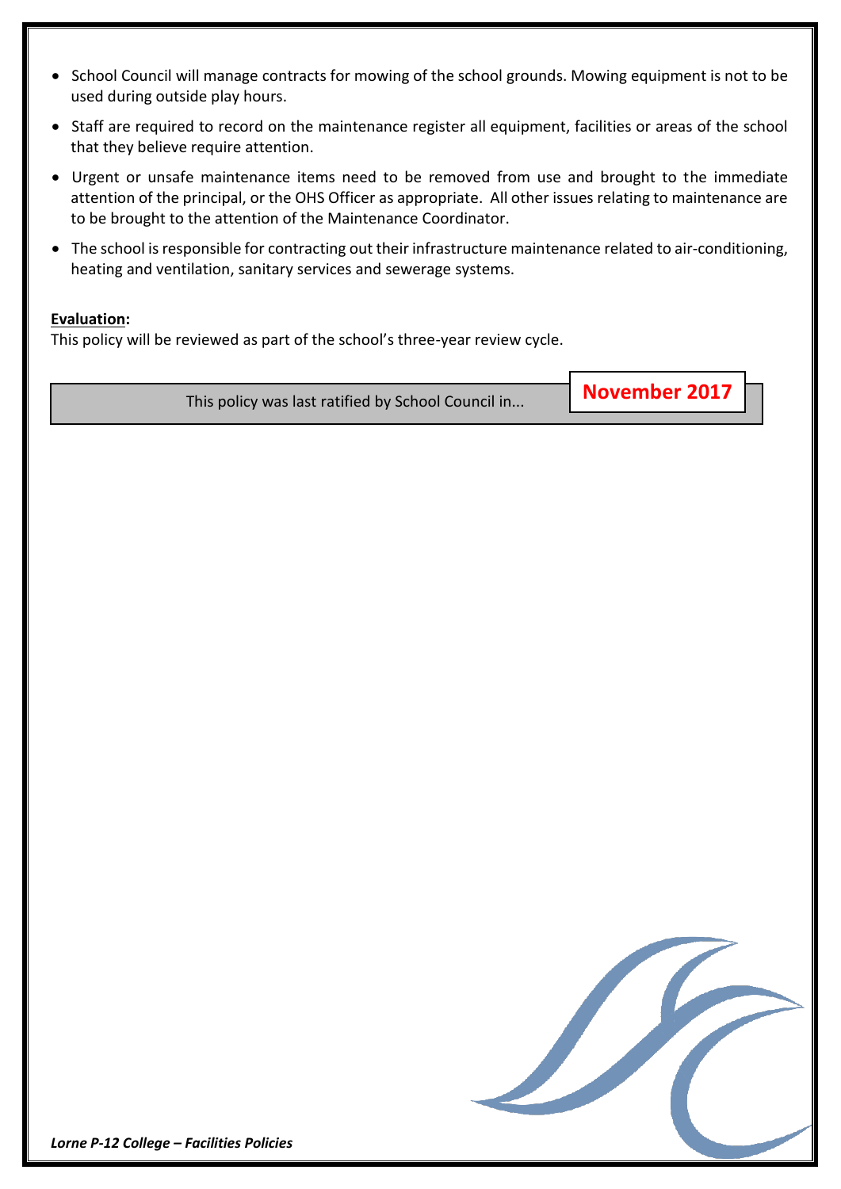- School Council will manage contracts for mowing of the school grounds. Mowing equipment is not to be used during outside play hours.
- Staff are required to record on the maintenance register all equipment, facilities or areas of the school that they believe require attention.
- Urgent or unsafe maintenance items need to be removed from use and brought to the immediate attention of the principal, or the OHS Officer as appropriate. All other issues relating to maintenance are to be brought to the attention of the Maintenance Coordinator.
- The school is responsible for contracting out their infrastructure maintenance related to air-conditioning, heating and ventilation, sanitary services and sewerage systems.

**Evaluation:**

This policy will be reviewed as part of the school's three-year review cycle.

This policy was last ratified by School Council in... **November 2017**